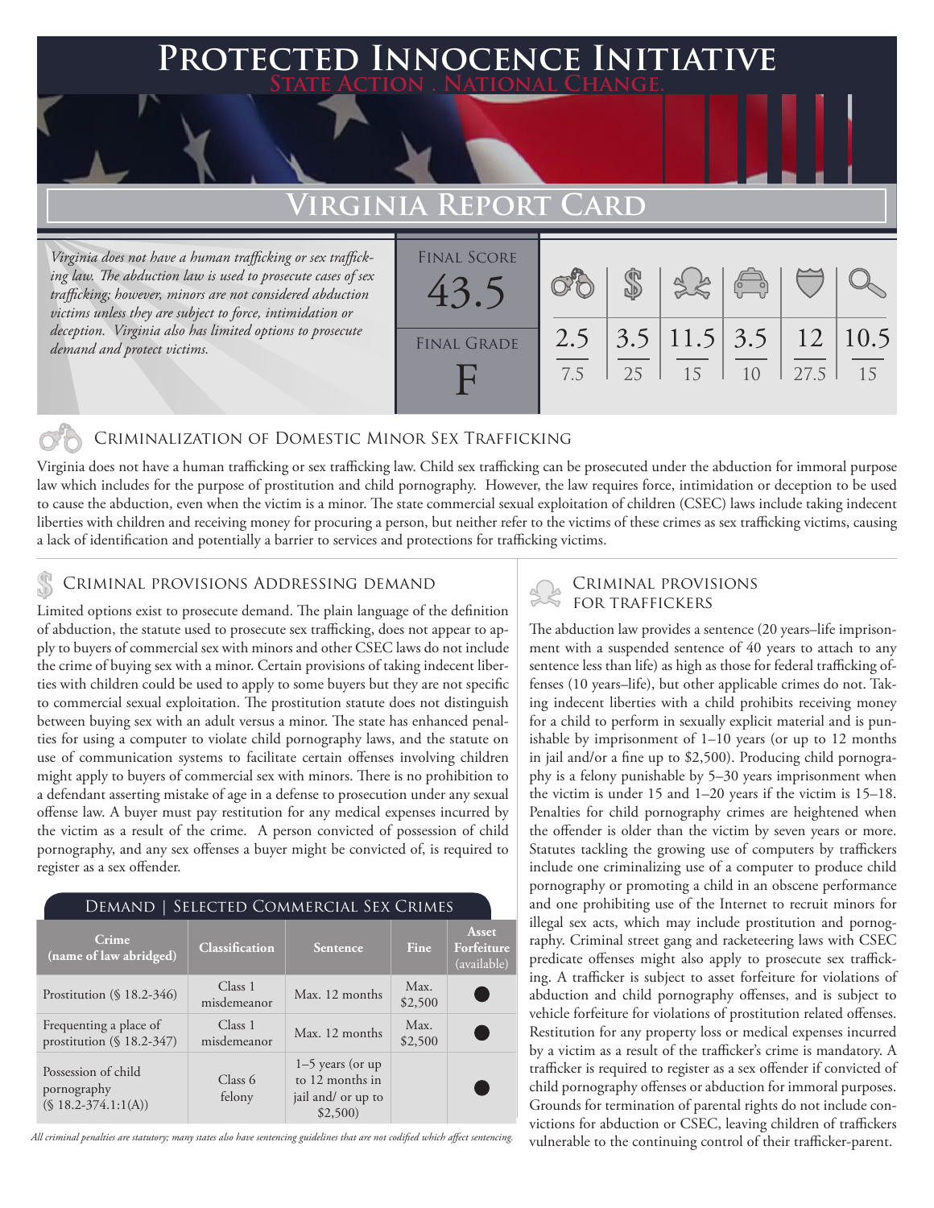# Protected Innocence Initiative

**State Action . National Change.**

## Virginia Report Card

*Virginia does not have a human trafficking or sex trafficking law. The abduction law is used to prosecute cases of sex trafficking; however, minors are not considered abduction victims unless they are subject to force, intimidation or deception. Virginia also has limited options to prosecute demand and protect victims.*

| Final Score | Final Grade |
|---|---|
| 43.5 | F |

| Criminalization | Demand | Traffickers | Facilitators | Protective Provisions | Investigation & Prosecution |
|---|---|---|---|---|---|
| 2.5 / 7.5 | 3.5 / 25 | 11.5 / 15 | 3.5 / 10 | 12 / 27.5 | 10.5 / 15 |

### Criminalization of Domestic Minor Sex Trafficking

Virginia does not have a human trafficking or sex trafficking law. Child sex trafficking can be prosecuted under the abduction for immoral purpose law which includes for the purpose of prostitution and child pornography. However, the law requires force, intimidation or deception to be used to cause the abduction, even when the victim is a minor. The state commercial sexual exploitation of children (CSEC) laws include taking indecent liberties with children and receiving money for procuring a person, but neither refer to the victims of these crimes as sex trafficking victims, causing a lack of identification and potentially a barrier to services and protections for trafficking victims.

### Criminal provisions Addressing demand

Limited options exist to prosecute demand. The plain language of the definition of abduction, the statute used to prosecute sex trafficking, does not appear to apply to buyers of commercial sex with minors and other CSEC laws do not include the crime of buying sex with a minor. Certain provisions of taking indecent liberties with children could be used to apply to some buyers but they are not specific to commercial sexual exploitation. The prostitution statute does not distinguish between buying sex with an adult versus a minor. The state has enhanced penalties for using a computer to violate child pornography laws, and the statute on use of communication systems to facilitate certain offenses involving children might apply to buyers of commercial sex with minors. There is no prohibition to a defendant asserting mistake of age in a defense to prosecution under any sexual offense law. A buyer must pay restitution for any medical expenses incurred by the victim as a result of the crime. A person convicted of possession of child pornography, and any sex offenses a buyer might be convicted of, is required to register as a sex offender.

#### Demand | Selected Commercial Sex Crimes

| Crime (name of law abridged) | Classification | Sentence | Fine | Asset Forfeiture (available) |
|---|---|---|---|---|
| Prostitution (§ 18.2-346) | Class 1 misdemeanor | Max. 12 months | Max. $2,500 | ● |
| Frequenting a place of prostitution (§ 18.2-347) | Class 1 misdemeanor | Max. 12 months | Max. $2,500 | ● |
| Possession of child pornography (§ 18.2-374.1:1(A)) | Class 6 felony | 1–5 years (or up to 12 months in jail and/ or up to $2,500) | | ● |

*All criminal penalties are statutory; many states also have sentencing guidelines that are not codified which affect sentencing.*

### Criminal provisions for traffickers

The abduction law provides a sentence (20 years–life imprisonment with a suspended sentence of 40 years to attach to any sentence less than life) as high as those for federal trafficking offenses (10 years–life), but other applicable crimes do not. Taking indecent liberties with a child prohibits receiving money for a child to perform in sexually explicit material and is punishable by imprisonment of 1–10 years (or up to 12 months in jail and/or a fine up to $2,500). Producing child pornography is a felony punishable by 5–30 years imprisonment when the victim is under 15 and 1–20 years if the victim is 15–18. Penalties for child pornography crimes are heightened when the offender is older than the victim by seven years or more. Statutes tackling the growing use of computers by traffickers include one criminalizing use of a computer to produce child pornography or promoting a child in an obscene performance and one prohibiting use of the Internet to recruit minors for illegal sex acts, which may include prostitution and pornography. Criminal street gang and racketeering laws with CSEC predicate offenses might also apply to prosecute sex trafficking. A trafficker is subject to asset forfeiture for violations of abduction and child pornography offenses, and is subject to vehicle forfeiture for violations of prostitution related offenses. Restitution for any property loss or medical expenses incurred by a victim as a result of the trafficker's crime is mandatory. A trafficker is required to register as a sex offender if convicted of child pornography offenses or abduction for immoral purposes. Grounds for termination of parental rights do not include convictions for abduction or CSEC, leaving children of traffickers vulnerable to the continuing control of their trafficker-parent.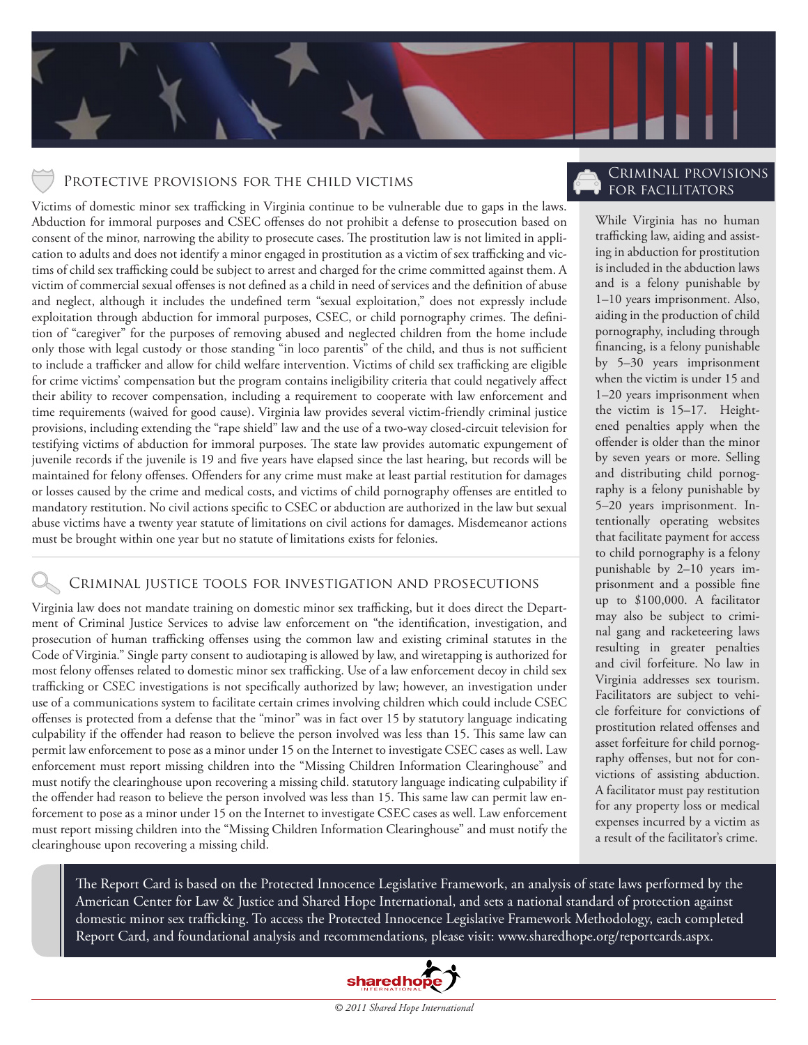## Protective provisions for the child victims

Victims of domestic minor sex trafficking in Virginia continue to be vulnerable due to gaps in the laws. Abduction for immoral purposes and CSEC offenses do not prohibit a defense to prosecution based on consent of the minor, narrowing the ability to prosecute cases. The prostitution law is not limited in application to adults and does not identify a minor engaged in prostitution as a victim of sex trafficking and victims of child sex trafficking could be subject to arrest and charged for the crime committed against them. A victim of commercial sexual offenses is not defined as a child in need of services and the definition of abuse and neglect, although it includes the undefined term "sexual exploitation," does not expressly include exploitation through abduction for immoral purposes, CSEC, or child pornography crimes. The definition of "caregiver" for the purposes of removing abused and neglected children from the home include only those with legal custody or those standing "in loco parentis" of the child, and thus is not sufficient to include a trafficker and allow for child welfare intervention. Victims of child sex trafficking are eligible for crime victims' compensation but the program contains ineligibility criteria that could negatively affect their ability to recover compensation, including a requirement to cooperate with law enforcement and time requirements (waived for good cause). Virginia law provides several victim-friendly criminal justice provisions, including extending the "rape shield" law and the use of a two-way closed-circuit television for testifying victims of abduction for immoral purposes. The state law provides automatic expungement of juvenile records if the juvenile is 19 and five years have elapsed since the last hearing, but records will be maintained for felony offenses. Offenders for any crime must make at least partial restitution for damages or losses caused by the crime and medical costs, and victims of child pornography offenses are entitled to mandatory restitution. No civil actions specific to CSEC or abduction are authorized in the law but sexual abuse victims have a twenty year statute of limitations on civil actions for damages. Misdemeanor actions must be brought within one year but no statute of limitations exists for felonies.

## Criminal justice tools for investigation and prosecutions

Virginia law does not mandate training on domestic minor sex trafficking, but it does direct the Department of Criminal Justice Services to advise law enforcement on "the identification, investigation, and prosecution of human trafficking offenses using the common law and existing criminal statutes in the Code of Virginia." Single party consent to audiotaping is allowed by law, and wiretapping is authorized for most felony offenses related to domestic minor sex trafficking. Use of a law enforcement decoy in child sex trafficking or CSEC investigations is not specifically authorized by law; however, an investigation under use of a communications system to facilitate certain crimes involving children which could include CSEC offenses is protected from a defense that the "minor" was in fact over 15 by statutory language indicating culpability if the offender had reason to believe the person involved was less than 15. This same law can permit law enforcement to pose as a minor under 15 on the Internet to investigate CSEC cases as well. Law enforcement must report missing children into the "Missing Children Information Clearinghouse" and must notify the clearinghouse upon recovering a missing child. statutory language indicating culpability if the offender had reason to believe the person involved was less than 15. This same law can permit law enforcement to pose as a minor under 15 on the Internet to investigate CSEC cases as well. Law enforcement must report missing children into the "Missing Children Information Clearinghouse" and must notify the clearinghouse upon recovering a missing child.

## Criminal provisions for facilitators

While Virginia has no human trafficking law, aiding and assisting in abduction for prostitution is included in the abduction laws and is a felony punishable by 1–10 years imprisonment. Also, aiding in the production of child pornography, including through financing, is a felony punishable by 5–30 years imprisonment when the victim is under 15 and 1–20 years imprisonment when the victim is 15–17. Heightened penalties apply when the offender is older than the minor by seven years or more. Selling and distributing child pornography is a felony punishable by 5–20 years imprisonment. Intentionally operating websites that facilitate payment for access to child pornography is a felony punishable by 2–10 years imprisonment and a possible fine up to $100,000. A facilitator may also be subject to criminal gang and racketeering laws resulting in greater penalties and civil forfeiture. No law in Virginia addresses sex tourism. Facilitators are subject to vehicle forfeiture for convictions of prostitution related offenses and asset forfeiture for child pornography offenses, but not for convictions of assisting abduction. A facilitator must pay restitution for any property loss or medical expenses incurred by a victim as a result of the facilitator's crime.

The Report Card is based on the Protected Innocence Legislative Framework, an analysis of state laws performed by the American Center for Law & Justice and Shared Hope International, and sets a national standard of protection against domestic minor sex trafficking. To access the Protected Innocence Legislative Framework Methodology, each completed Report Card, and foundational analysis and recommendations, please visit: www.sharedhope.org/reportcards.aspx.

sharedhope INTERNATIONAL

*© 2011 Shared Hope International*